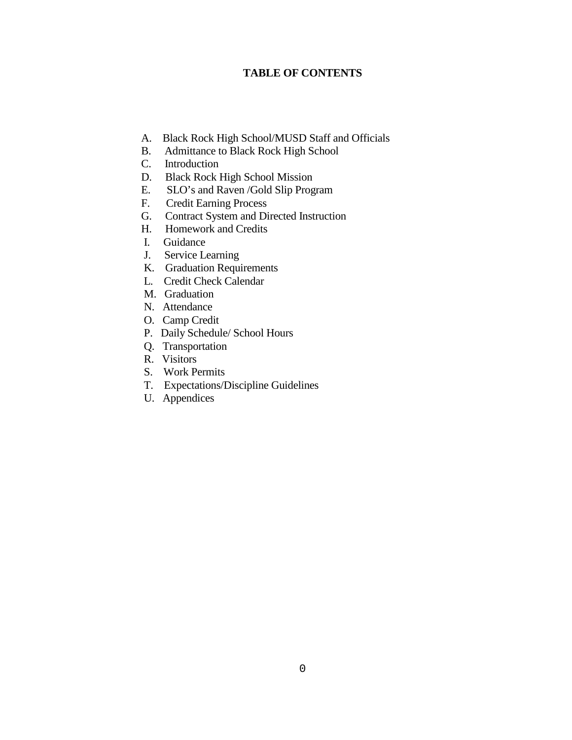# TABLE OF CONTENTS

A. Black Rock High School/MUSD Staff and Officials
B. Admittance to Black Rock High School
C. Introduction
D. Black Rock High School Mission
E. SLO's and Raven /Gold Slip Program
F. Credit Earning Process
G. Contract System and Directed Instruction
H. Homework and Credits
I. Guidance
J. Service Learning
K. Graduation Requirements
L. Credit Check Calendar
M. Graduation
N. Attendance
O. Camp Credit
P. Daily Schedule/ School Hours
Q. Transportation
R. Visitors
S. Work Permits
T. Expectations/Discipline Guidelines
U. Appendices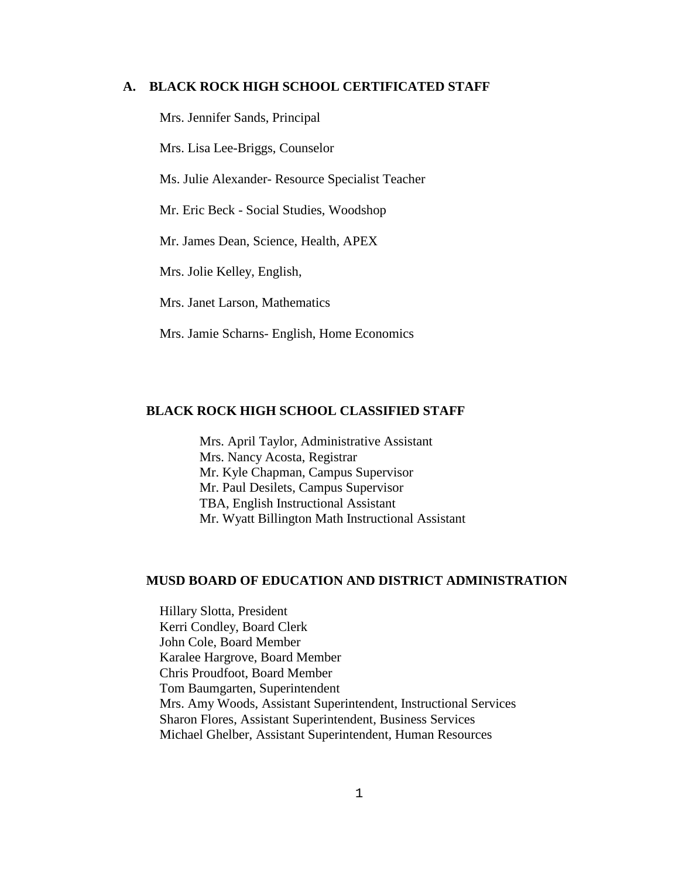## A. BLACK ROCK HIGH SCHOOL CERTIFICATED STAFF

Mrs. Jennifer Sands, Principal

Mrs. Lisa Lee-Briggs, Counselor

Ms. Julie Alexander- Resource Specialist Teacher

Mr. Eric Beck - Social Studies, Woodshop

Mr. James Dean, Science, Health, APEX

Mrs. Jolie Kelley, English,

Mrs. Janet Larson, Mathematics

Mrs. Jamie Scharns- English, Home Economics

## BLACK ROCK HIGH SCHOOL CLASSIFIED STAFF

Mrs. April Taylor, Administrative Assistant
Mrs. Nancy Acosta, Registrar
Mr. Kyle Chapman, Campus Supervisor
Mr. Paul Desilets, Campus Supervisor
TBA, English Instructional Assistant
Mr. Wyatt Billington Math Instructional Assistant

## MUSD BOARD OF EDUCATION AND DISTRICT ADMINISTRATION

Hillary Slotta, President
Kerri Condley, Board Clerk
John Cole, Board Member
Karalee Hargrove, Board Member
Chris Proudfoot, Board Member
Tom Baumgarten, Superintendent
Mrs. Amy Woods, Assistant Superintendent, Instructional Services
Sharon Flores, Assistant Superintendent, Business Services
Michael Ghelber, Assistant Superintendent, Human Resources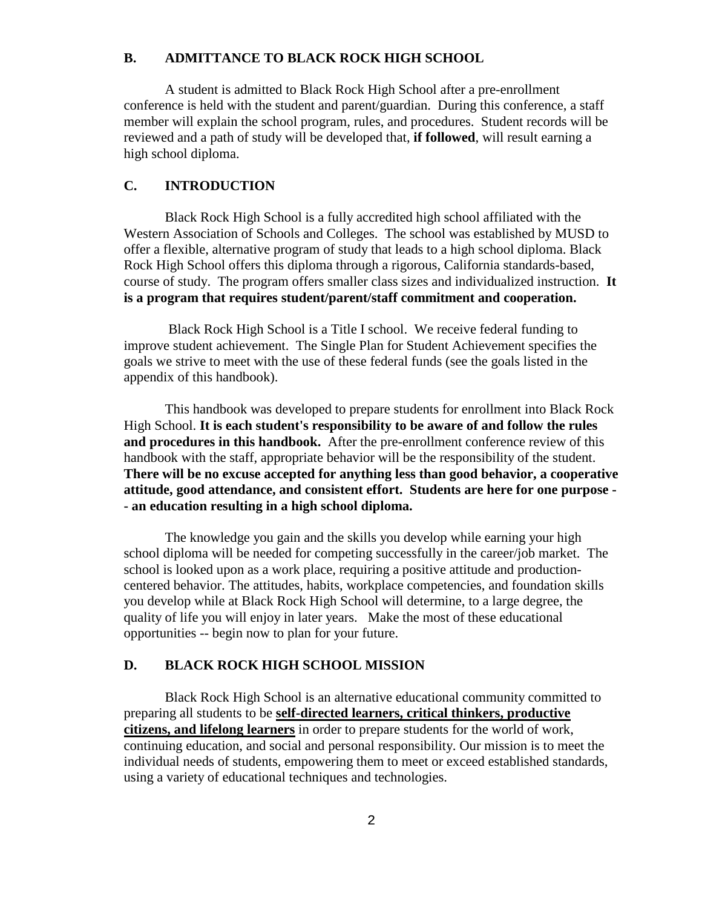## B. ADMITTANCE TO BLACK ROCK HIGH SCHOOL

A student is admitted to Black Rock High School after a pre-enrollment conference is held with the student and parent/guardian. During this conference, a staff member will explain the school program, rules, and procedures. Student records will be reviewed and a path of study will be developed that, **if followed**, will result earning a high school diploma.

## C. INTRODUCTION

Black Rock High School is a fully accredited high school affiliated with the Western Association of Schools and Colleges. The school was established by MUSD to offer a flexible, alternative program of study that leads to a high school diploma. Black Rock High School offers this diploma through a rigorous, California standards-based, course of study. The program offers smaller class sizes and individualized instruction. **It is a program that requires student/parent/staff commitment and cooperation.**

Black Rock High School is a Title I school. We receive federal funding to improve student achievement. The Single Plan for Student Achievement specifies the goals we strive to meet with the use of these federal funds (see the goals listed in the appendix of this handbook).

This handbook was developed to prepare students for enrollment into Black Rock High School. **It is each student's responsibility to be aware of and follow the rules and procedures in this handbook.** After the pre-enrollment conference review of this handbook with the staff, appropriate behavior will be the responsibility of the student. **There will be no excuse accepted for anything less than good behavior, a cooperative attitude, good attendance, and consistent effort. Students are here for one purpose -- an education resulting in a high school diploma.**

The knowledge you gain and the skills you develop while earning your high school diploma will be needed for competing successfully in the career/job market. The school is looked upon as a work place, requiring a positive attitude and production-centered behavior. The attitudes, habits, workplace competencies, and foundation skills you develop while at Black Rock High School will determine, to a large degree, the quality of life you will enjoy in later years. Make the most of these educational opportunities -- begin now to plan for your future.

## D. BLACK ROCK HIGH SCHOOL MISSION

Black Rock High School is an alternative educational community committed to preparing all students to be **self-directed learners, critical thinkers, productive citizens, and lifelong learners** in order to prepare students for the world of work, continuing education, and social and personal responsibility. Our mission is to meet the individual needs of students, empowering them to meet or exceed established standards, using a variety of educational techniques and technologies.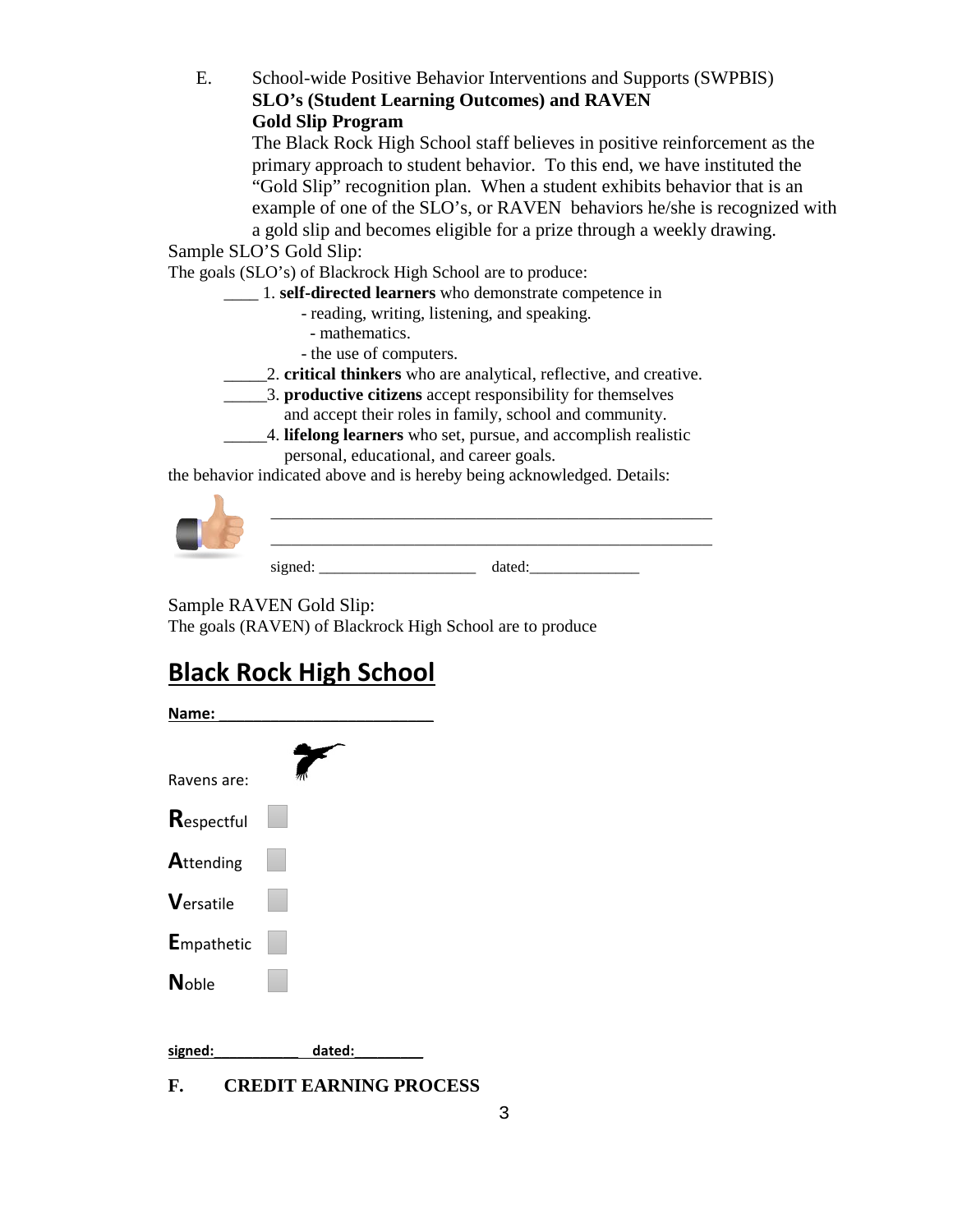E. School-wide Positive Behavior Interventions and Supports (SWPBIS)
**SLO's (Student Learning Outcomes) and RAVEN**
**Gold Slip Program**

The Black Rock High School staff believes in positive reinforcement as the primary approach to student behavior. To this end, we have instituted the "Gold Slip" recognition plan. When a student exhibits behavior that is an example of one of the SLO's, or RAVEN behaviors he/she is recognized with a gold slip and becomes eligible for a prize through a weekly drawing.

Sample SLO'S Gold Slip:

The goals (SLO's) of Blackrock High School are to produce:

____ 1. **self-directed learners** who demonstrate competence in
- reading, writing, listening, and speaking.
- mathematics.
- the use of computers.

_____2. **critical thinkers** who are analytical, reflective, and creative.

_____3. **productive citizens** accept responsibility for themselves and accept their roles in family, school and community.

_____4. **lifelong learners** who set, pursue, and accomplish realistic personal, educational, and career goals.

the behavior indicated above and is hereby being acknowledged. Details:

_______________________________________________________

_______________________________________________________

signed: ____________________ dated:______________

Sample RAVEN Gold Slip:

The goals (RAVEN) of Blackrock High School are to produce

## Black Rock High School

**Name: ___________________________**

Ravens are:

**R**espectful ☐

**A**ttending ☐

**V**ersatile ☐

**E**mpathetic ☐

**N**oble ☐

**signed:___________ dated:_________**

**F. CREDIT EARNING PROCESS**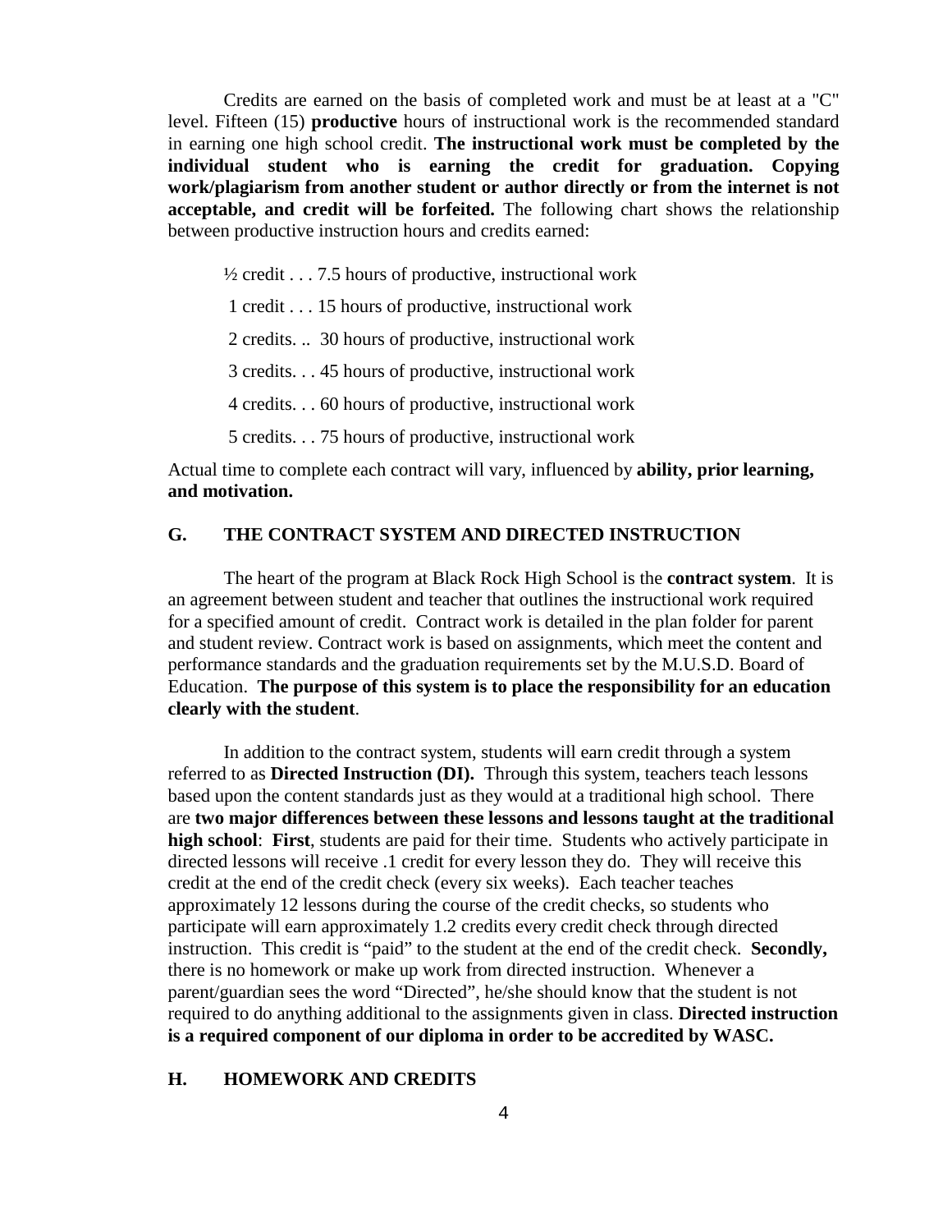Credits are earned on the basis of completed work and must be at least at a "C" level. Fifteen (15) **productive** hours of instructional work is the recommended standard in earning one high school credit. **The instructional work must be completed by the individual student who is earning the credit for graduation. Copying work/plagiarism from another student or author directly or from the internet is not acceptable, and credit will be forfeited.** The following chart shows the relationship between productive instruction hours and credits earned:

½ credit . . . 7.5 hours of productive, instructional work

1 credit . . . 15 hours of productive, instructional work

2 credits. .. 30 hours of productive, instructional work

3 credits. . . 45 hours of productive, instructional work

4 credits. . . 60 hours of productive, instructional work

5 credits. . . 75 hours of productive, instructional work

Actual time to complete each contract will vary, influenced by **ability, prior learning, and motivation.**

## G. THE CONTRACT SYSTEM AND DIRECTED INSTRUCTION

The heart of the program at Black Rock High School is the **contract system**. It is an agreement between student and teacher that outlines the instructional work required for a specified amount of credit. Contract work is detailed in the plan folder for parent and student review. Contract work is based on assignments, which meet the content and performance standards and the graduation requirements set by the M.U.S.D. Board of Education. **The purpose of this system is to place the responsibility for an education clearly with the student**.

In addition to the contract system, students will earn credit through a system referred to as **Directed Instruction (DI).** Through this system, teachers teach lessons based upon the content standards just as they would at a traditional high school. There are **two major differences between these lessons and lessons taught at the traditional high school**: **First**, students are paid for their time. Students who actively participate in directed lessons will receive .1 credit for every lesson they do. They will receive this credit at the end of the credit check (every six weeks). Each teacher teaches approximately 12 lessons during the course of the credit checks, so students who participate will earn approximately 1.2 credits every credit check through directed instruction. This credit is "paid" to the student at the end of the credit check. **Secondly,** there is no homework or make up work from directed instruction. Whenever a parent/guardian sees the word "Directed", he/she should know that the student is not required to do anything additional to the assignments given in class. **Directed instruction is a required component of our diploma in order to be accredited by WASC.**

## H. HOMEWORK AND CREDITS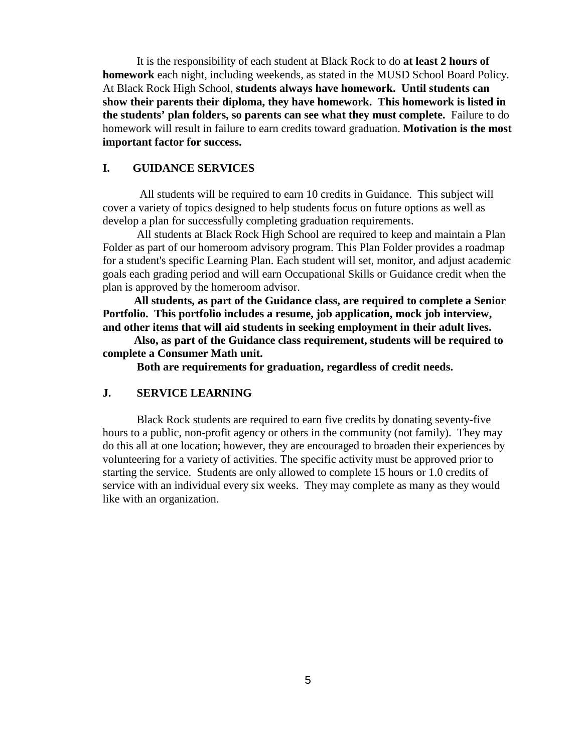It is the responsibility of each student at Black Rock to do **at least 2 hours of homework** each night, including weekends, as stated in the MUSD School Board Policy. At Black Rock High School, **students always have homework. Until students can show their parents their diploma, they have homework. This homework is listed in the students' plan folders, so parents can see what they must complete.** Failure to do homework will result in failure to earn credits toward graduation. **Motivation is the most important factor for success.**

## I. GUIDANCE SERVICES

All students will be required to earn 10 credits in Guidance. This subject will cover a variety of topics designed to help students focus on future options as well as develop a plan for successfully completing graduation requirements.

All students at Black Rock High School are required to keep and maintain a Plan Folder as part of our homeroom advisory program. This Plan Folder provides a roadmap for a student's specific Learning Plan. Each student will set, monitor, and adjust academic goals each grading period and will earn Occupational Skills or Guidance credit when the plan is approved by the homeroom advisor.

**All students, as part of the Guidance class, are required to complete a Senior Portfolio. This portfolio includes a resume, job application, mock job interview, and other items that will aid students in seeking employment in their adult lives.**

**Also, as part of the Guidance class requirement, students will be required to complete a Consumer Math unit.**

**Both are requirements for graduation, regardless of credit needs.**

## J. SERVICE LEARNING

Black Rock students are required to earn five credits by donating seventy-five hours to a public, non-profit agency or others in the community (not family). They may do this all at one location; however, they are encouraged to broaden their experiences by volunteering for a variety of activities. The specific activity must be approved prior to starting the service. Students are only allowed to complete 15 hours or 1.0 credits of service with an individual every six weeks. They may complete as many as they would like with an organization.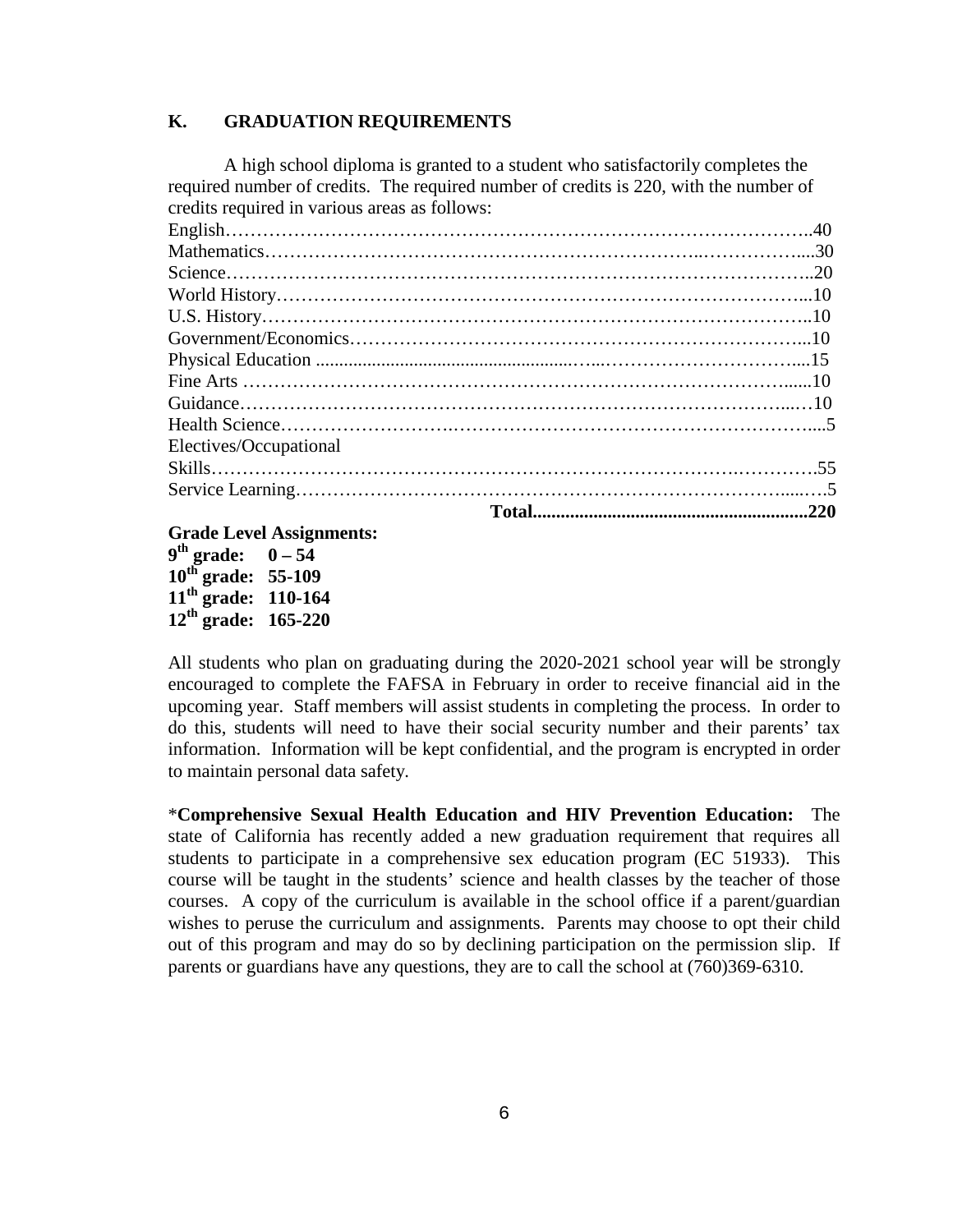## K. GRADUATION REQUIREMENTS

A high school diploma is granted to a student who satisfactorily completes the required number of credits. The required number of credits is 220, with the number of credits required in various areas as follows:

| Area | Credits |
|---|---|
| English | 40 |
| Mathematics | 30 |
| Science | 20 |
| World History | 10 |
| U.S. History | 10 |
| Government/Economics | 10 |
| Physical Education | 15 |
| Fine Arts | 10 |
| Guidance | 10 |
| Health Science | 5 |
| Electives/Occupational Skills | 55 |
| Service Learning | 5 |
| **Total** | **220** |

**Grade Level Assignments:**

**9th grade: 0 – 54**
**10th grade: 55-109**
**11th grade: 110-164**
**12th grade: 165-220**

All students who plan on graduating during the 2020-2021 school year will be strongly encouraged to complete the FAFSA in February in order to receive financial aid in the upcoming year. Staff members will assist students in completing the process. In order to do this, students will need to have their social security number and their parents' tax information. Information will be kept confidential, and the program is encrypted in order to maintain personal data safety.

*__Comprehensive Sexual Health Education and HIV Prevention Education:__ The state of California has recently added a new graduation requirement that requires all students to participate in a comprehensive sex education program (EC 51933). This course will be taught in the students' science and health classes by the teacher of those courses. A copy of the curriculum is available in the school office if a parent/guardian wishes to peruse the curriculum and assignments. Parents may choose to opt their child out of this program and may do so by declining participation on the permission slip. If parents or guardians have any questions, they are to call the school at (760)369-6310.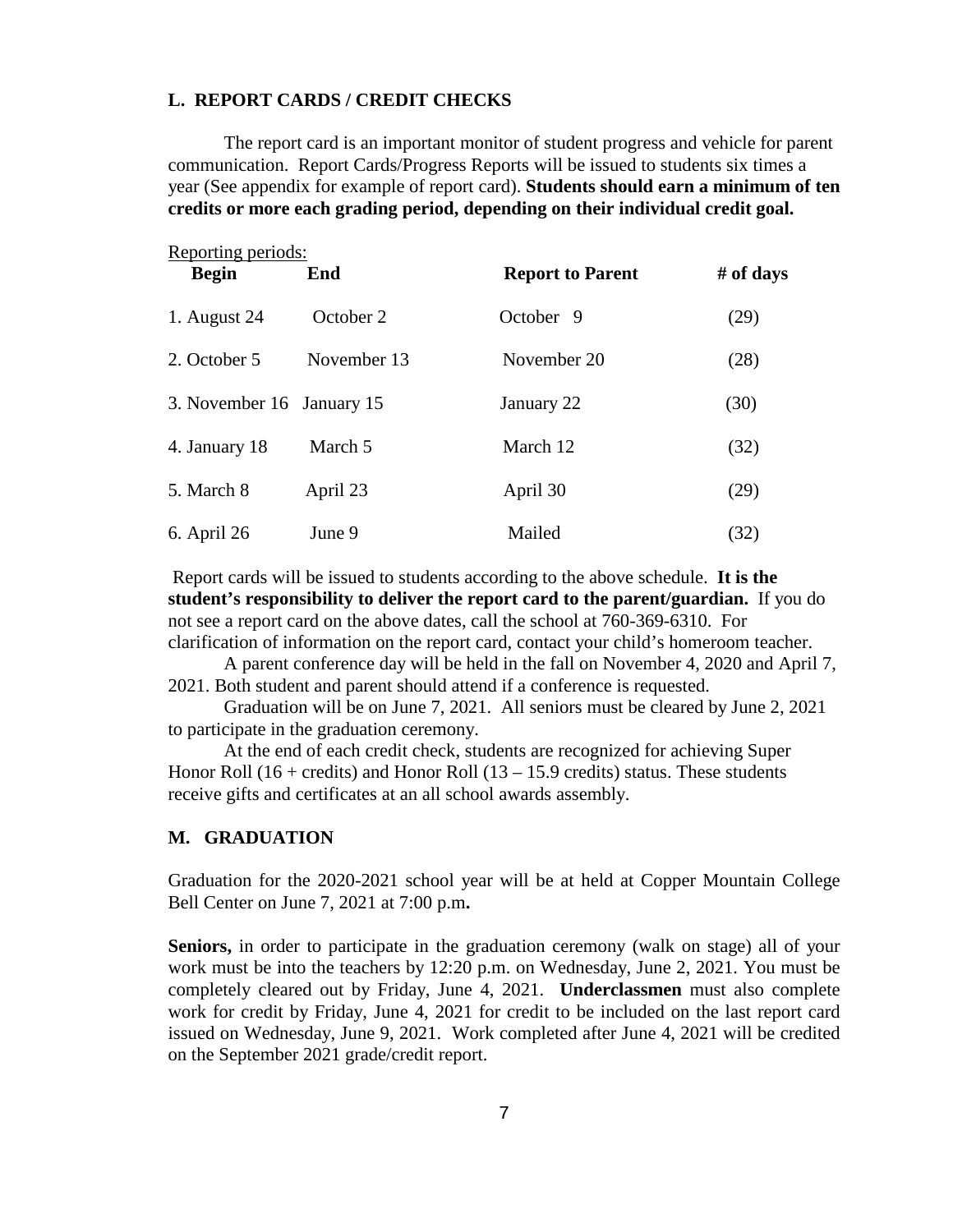## L. REPORT CARDS / CREDIT CHECKS

The report card is an important monitor of student progress and vehicle for parent communication. Report Cards/Progress Reports will be issued to students six times a year (See appendix for example of report card). **Students should earn a minimum of ten credits or more each grading period, depending on their individual credit goal.**

Reporting periods:

| Begin | End | Report to Parent | # of days |
|---|---|---|---|
| 1. August 24 | October 2 | October 9 | (29) |
| 2. October 5 | November 13 | November 20 | (28) |
| 3. November 16 | January 15 | January 22 | (30) |
| 4. January 18 | March 5 | March 12 | (32) |
| 5. March 8 | April 23 | April 30 | (29) |
| 6. April 26 | June 9 | Mailed | (32) |

Report cards will be issued to students according to the above schedule. **It is the student's responsibility to deliver the report card to the parent/guardian.** If you do not see a report card on the above dates, call the school at 760-369-6310. For clarification of information on the report card, contact your child's homeroom teacher.

A parent conference day will be held in the fall on November 4, 2020 and April 7, 2021. Both student and parent should attend if a conference is requested.

Graduation will be on June 7, 2021. All seniors must be cleared by June 2, 2021 to participate in the graduation ceremony.

At the end of each credit check, students are recognized for achieving Super Honor Roll (16 + credits) and Honor Roll (13 – 15.9 credits) status. These students receive gifts and certificates at an all school awards assembly.

## M. GRADUATION

Graduation for the 2020-2021 school year will be at held at Copper Mountain College Bell Center on June 7, 2021 at 7:00 p.m**.**

**Seniors,** in order to participate in the graduation ceremony (walk on stage) all of your work must be into the teachers by 12:20 p.m. on Wednesday, June 2, 2021. You must be completely cleared out by Friday, June 4, 2021. **Underclassmen** must also complete work for credit by Friday, June 4, 2021 for credit to be included on the last report card issued on Wednesday, June 9, 2021. Work completed after June 4, 2021 will be credited on the September 2021 grade/credit report.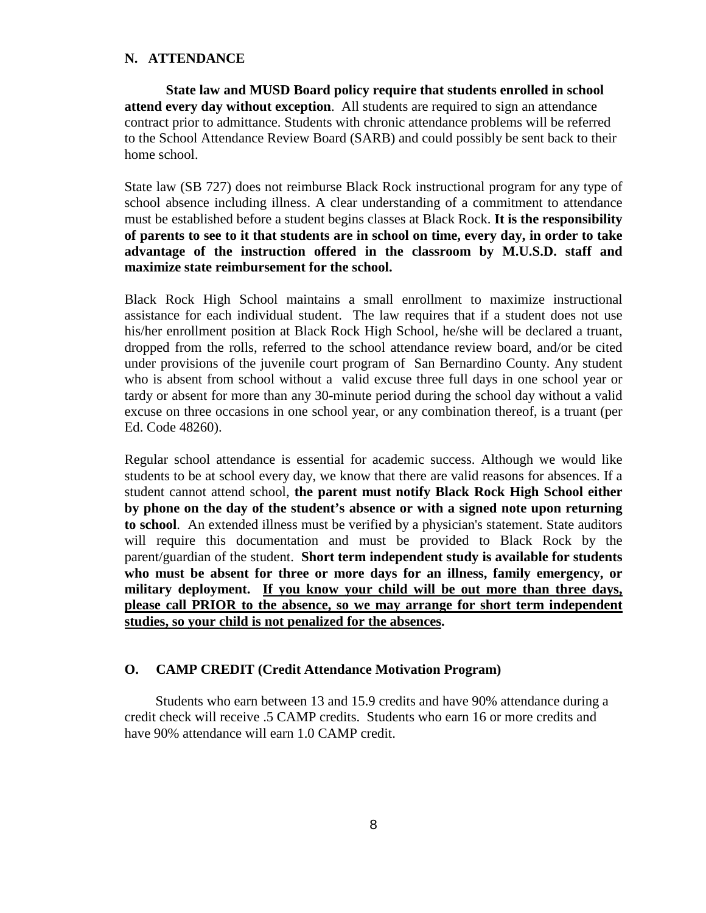## N. ATTENDANCE

**State law and MUSD Board policy require that students enrolled in school attend every day without exception**. All students are required to sign an attendance contract prior to admittance. Students with chronic attendance problems will be referred to the School Attendance Review Board (SARB) and could possibly be sent back to their home school.

State law (SB 727) does not reimburse Black Rock instructional program for any type of school absence including illness. A clear understanding of a commitment to attendance must be established before a student begins classes at Black Rock. **It is the responsibility of parents to see to it that students are in school on time, every day, in order to take advantage of the instruction offered in the classroom by M.U.S.D. staff and maximize state reimbursement for the school.**

Black Rock High School maintains a small enrollment to maximize instructional assistance for each individual student. The law requires that if a student does not use his/her enrollment position at Black Rock High School, he/she will be declared a truant, dropped from the rolls, referred to the school attendance review board, and/or be cited under provisions of the juvenile court program of San Bernardino County. Any student who is absent from school without a valid excuse three full days in one school year or tardy or absent for more than any 30-minute period during the school day without a valid excuse on three occasions in one school year, or any combination thereof, is a truant (per Ed. Code 48260).

Regular school attendance is essential for academic success. Although we would like students to be at school every day, we know that there are valid reasons for absences. If a student cannot attend school, **the parent must notify Black Rock High School either by phone on the day of the student's absence or with a signed note upon returning to school**. An extended illness must be verified by a physician's statement. State auditors will require this documentation and must be provided to Black Rock by the parent/guardian of the student. **Short term independent study is available for students who must be absent for three or more days for an illness, family emergency, or military deployment. <u>If you know your child will be out more than three days, please call PRIOR to the absence, so we may arrange for short term independent studies, so your child is not penalized for the absences</u>.**

## O. CAMP CREDIT (Credit Attendance Motivation Program)

Students who earn between 13 and 15.9 credits and have 90% attendance during a credit check will receive .5 CAMP credits. Students who earn 16 or more credits and have 90% attendance will earn 1.0 CAMP credit.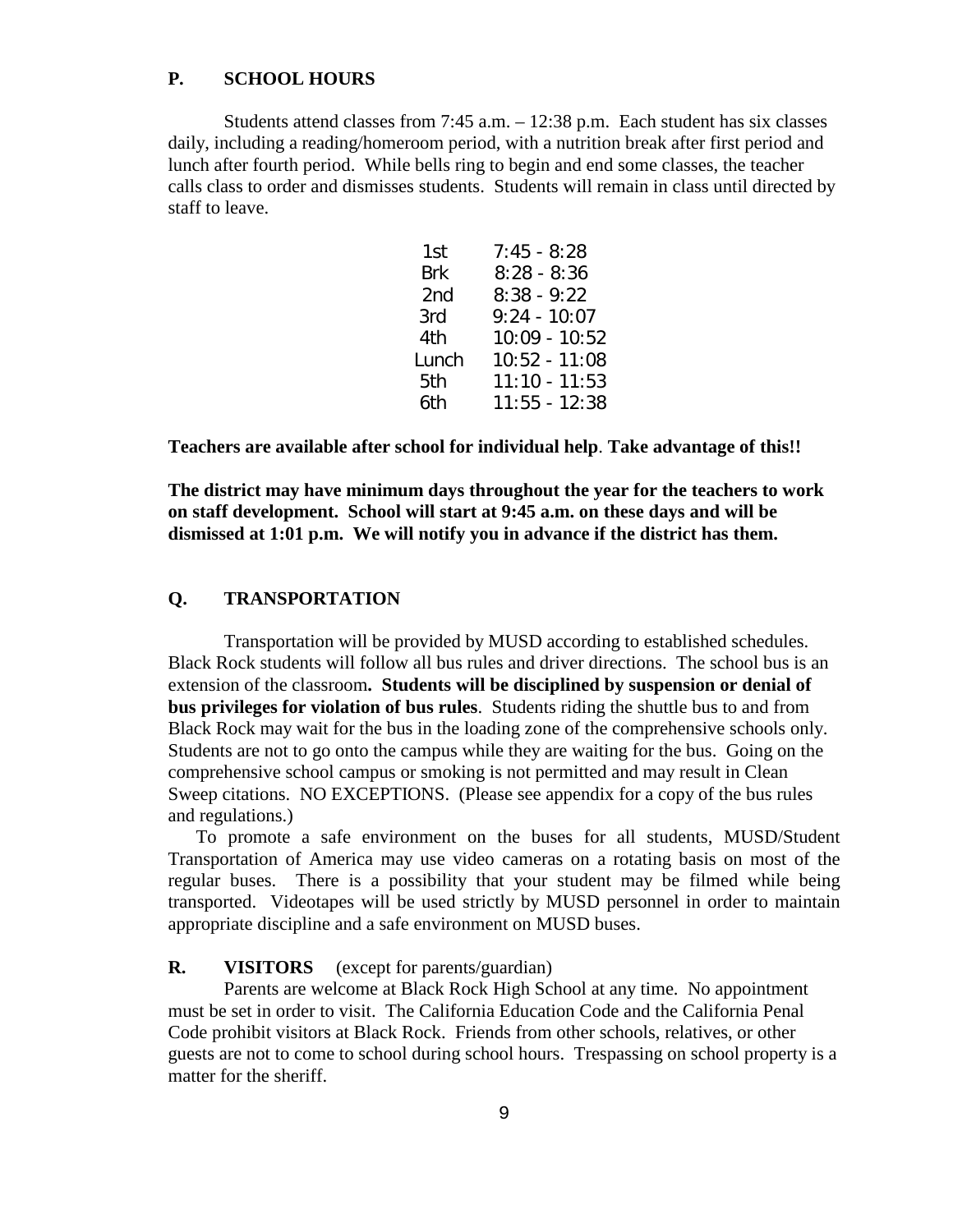## P. SCHOOL HOURS

Students attend classes from 7:45 a.m. – 12:38 p.m. Each student has six classes daily, including a reading/homeroom period, with a nutrition break after first period and lunch after fourth period. While bells ring to begin and end some classes, the teacher calls class to order and dismisses students. Students will remain in class until directed by staff to leave.

| | |
|---|---|
| 1st | 7:45 - 8:28 |
| Brk | 8:28 - 8:36 |
| 2nd | 8:38 - 9:22 |
| 3rd | 9:24 - 10:07 |
| 4th | 10:09 - 10:52 |
| Lunch | 10:52 - 11:08 |
| 5th | 11:10 - 11:53 |
| 6th | 11:55 - 12:38 |

**Teachers are available after school for individual help**. **Take advantage of this!!**

**The district may have minimum days throughout the year for the teachers to work on staff development. School will start at 9:45 a.m. on these days and will be dismissed at 1:01 p.m. We will notify you in advance if the district has them.**

## Q. TRANSPORTATION

Transportation will be provided by MUSD according to established schedules. Black Rock students will follow all bus rules and driver directions. The school bus is an extension of the classroom**. Students will be disciplined by suspension or denial of bus privileges for violation of bus rules**. Students riding the shuttle bus to and from Black Rock may wait for the bus in the loading zone of the comprehensive schools only. Students are not to go onto the campus while they are waiting for the bus. Going on the comprehensive school campus or smoking is not permitted and may result in Clean Sweep citations. NO EXCEPTIONS. (Please see appendix for a copy of the bus rules and regulations.)

To promote a safe environment on the buses for all students, MUSD/Student Transportation of America may use video cameras on a rotating basis on most of the regular buses. There is a possibility that your student may be filmed while being transported. Videotapes will be used strictly by MUSD personnel in order to maintain appropriate discipline and a safe environment on MUSD buses.

## R. VISITORS (except for parents/guardian)

Parents are welcome at Black Rock High School at any time. No appointment must be set in order to visit. The California Education Code and the California Penal Code prohibit visitors at Black Rock. Friends from other schools, relatives, or other guests are not to come to school during school hours. Trespassing on school property is a matter for the sheriff.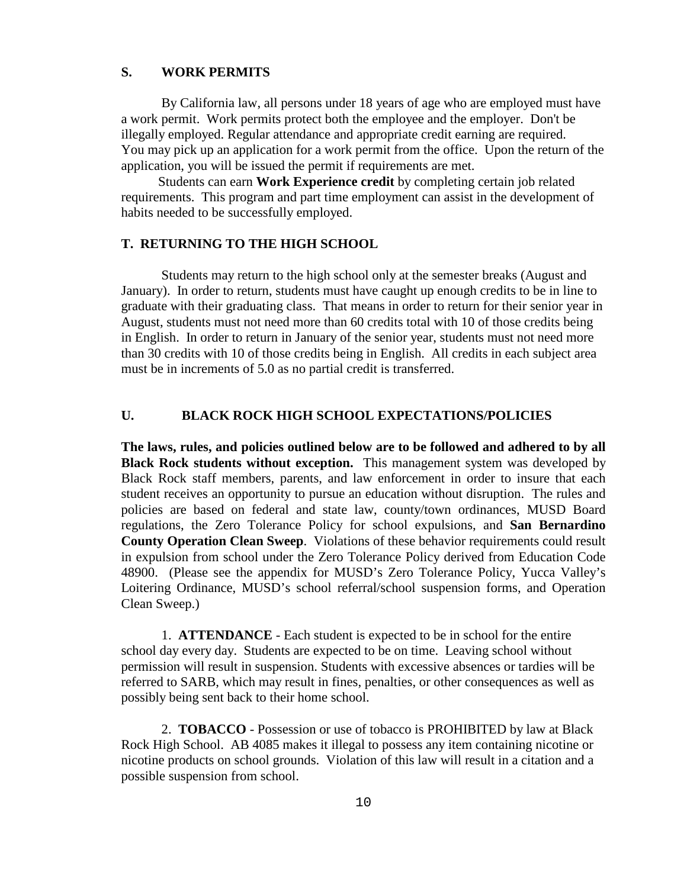## S. WORK PERMITS

By California law, all persons under 18 years of age who are employed must have a work permit. Work permits protect both the employee and the employer. Don't be illegally employed. Regular attendance and appropriate credit earning are required. You may pick up an application for a work permit from the office. Upon the return of the application, you will be issued the permit if requirements are met.

Students can earn **Work Experience credit** by completing certain job related requirements. This program and part time employment can assist in the development of habits needed to be successfully employed.

## T. RETURNING TO THE HIGH SCHOOL

Students may return to the high school only at the semester breaks (August and January). In order to return, students must have caught up enough credits to be in line to graduate with their graduating class. That means in order to return for their senior year in August, students must not need more than 60 credits total with 10 of those credits being in English. In order to return in January of the senior year, students must not need more than 30 credits with 10 of those credits being in English. All credits in each subject area must be in increments of 5.0 as no partial credit is transferred.

## U. BLACK ROCK HIGH SCHOOL EXPECTATIONS/POLICIES

**The laws, rules, and policies outlined below are to be followed and adhered to by all Black Rock students without exception.** This management system was developed by Black Rock staff members, parents, and law enforcement in order to insure that each student receives an opportunity to pursue an education without disruption. The rules and policies are based on federal and state law, county/town ordinances, MUSD Board regulations, the Zero Tolerance Policy for school expulsions, and **San Bernardino County Operation Clean Sweep**. Violations of these behavior requirements could result in expulsion from school under the Zero Tolerance Policy derived from Education Code 48900. (Please see the appendix for MUSD's Zero Tolerance Policy, Yucca Valley's Loitering Ordinance, MUSD's school referral/school suspension forms, and Operation Clean Sweep.)

1. **ATTENDANCE** - Each student is expected to be in school for the entire school day every day. Students are expected to be on time. Leaving school without permission will result in suspension. Students with excessive absences or tardies will be referred to SARB, which may result in fines, penalties, or other consequences as well as possibly being sent back to their home school.

2. **TOBACCO** - Possession or use of tobacco is PROHIBITED by law at Black Rock High School. AB 4085 makes it illegal to possess any item containing nicotine or nicotine products on school grounds. Violation of this law will result in a citation and a possible suspension from school.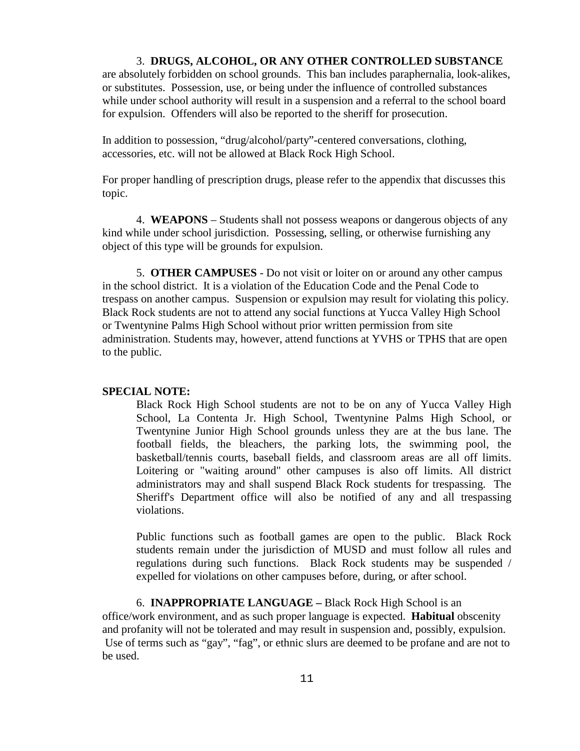3. **DRUGS, ALCOHOL, OR ANY OTHER CONTROLLED SUBSTANCE** are absolutely forbidden on school grounds. This ban includes paraphernalia, look-alikes, or substitutes. Possession, use, or being under the influence of controlled substances while under school authority will result in a suspension and a referral to the school board for expulsion. Offenders will also be reported to the sheriff for prosecution.

In addition to possession, "drug/alcohol/party"-centered conversations, clothing, accessories, etc. will not be allowed at Black Rock High School.

For proper handling of prescription drugs, please refer to the appendix that discusses this topic.

4. **WEAPONS** – Students shall not possess weapons or dangerous objects of any kind while under school jurisdiction. Possessing, selling, or otherwise furnishing any object of this type will be grounds for expulsion.

5. **OTHER CAMPUSES** - Do not visit or loiter on or around any other campus in the school district. It is a violation of the Education Code and the Penal Code to trespass on another campus. Suspension or expulsion may result for violating this policy. Black Rock students are not to attend any social functions at Yucca Valley High School or Twentynine Palms High School without prior written permission from site administration. Students may, however, attend functions at YVHS or TPHS that are open to the public.

**SPECIAL NOTE:**

Black Rock High School students are not to be on any of Yucca Valley High School, La Contenta Jr. High School, Twentynine Palms High School, or Twentynine Junior High School grounds unless they are at the bus lane. The football fields, the bleachers, the parking lots, the swimming pool, the basketball/tennis courts, baseball fields, and classroom areas are all off limits. Loitering or "waiting around" other campuses is also off limits. All district administrators may and shall suspend Black Rock students for trespassing. The Sheriff's Department office will also be notified of any and all trespassing violations.

Public functions such as football games are open to the public. Black Rock students remain under the jurisdiction of MUSD and must follow all rules and regulations during such functions. Black Rock students may be suspended / expelled for violations on other campuses before, during, or after school.

6. **INAPPROPRIATE LANGUAGE –** Black Rock High School is an office/work environment, and as such proper language is expected. **Habitual** obscenity and profanity will not be tolerated and may result in suspension and, possibly, expulsion. Use of terms such as "gay", "fag", or ethnic slurs are deemed to be profane and are not to be used.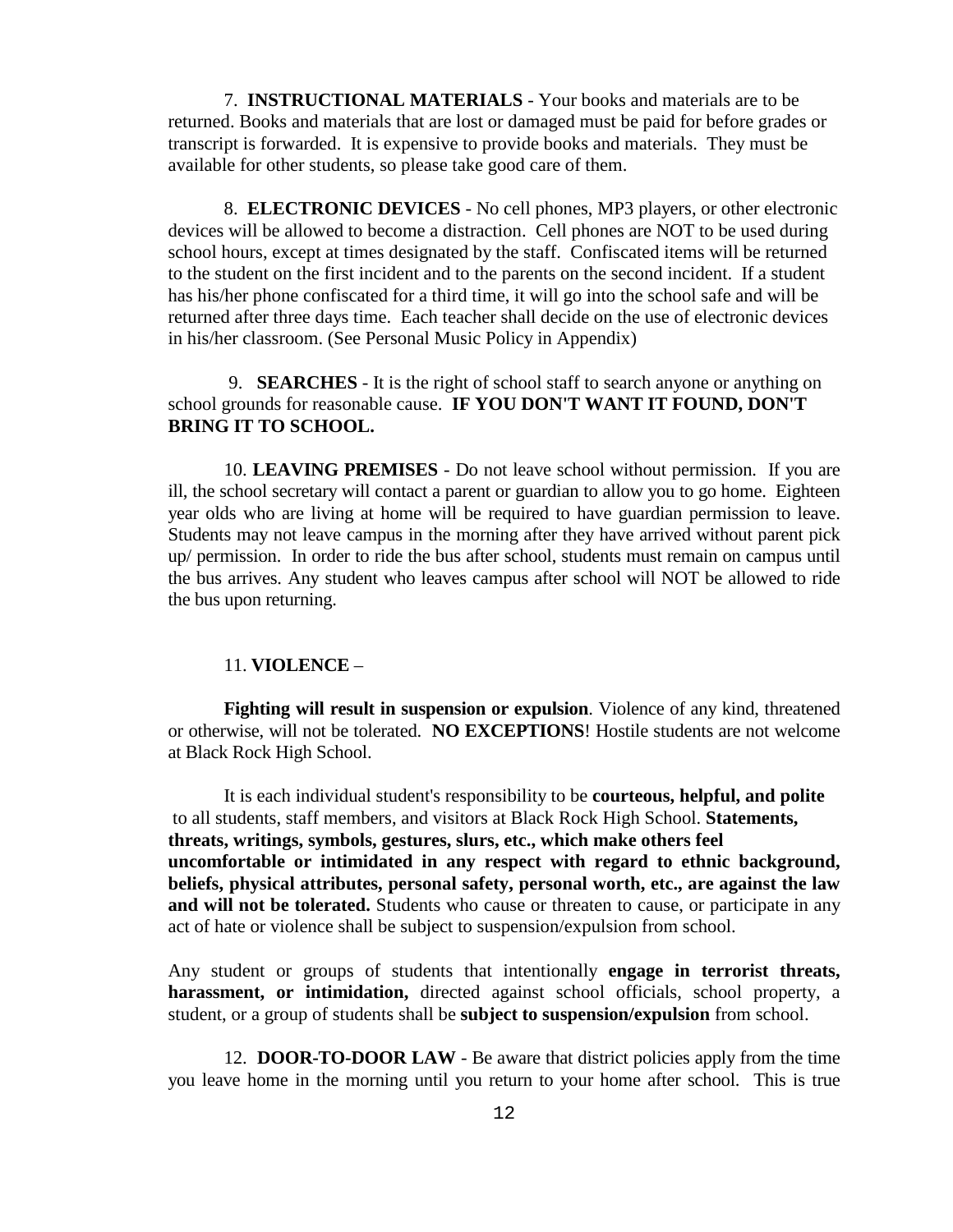7. **INSTRUCTIONAL MATERIALS** - Your books and materials are to be returned. Books and materials that are lost or damaged must be paid for before grades or transcript is forwarded. It is expensive to provide books and materials. They must be available for other students, so please take good care of them.

8. **ELECTRONIC DEVICES** - No cell phones, MP3 players, or other electronic devices will be allowed to become a distraction. Cell phones are NOT to be used during school hours, except at times designated by the staff. Confiscated items will be returned to the student on the first incident and to the parents on the second incident. If a student has his/her phone confiscated for a third time, it will go into the school safe and will be returned after three days time. Each teacher shall decide on the use of electronic devices in his/her classroom. (See Personal Music Policy in Appendix)

9. **SEARCHES** - It is the right of school staff to search anyone or anything on school grounds for reasonable cause. **IF YOU DON'T WANT IT FOUND, DON'T BRING IT TO SCHOOL.**

10. **LEAVING PREMISES** - Do not leave school without permission. If you are ill, the school secretary will contact a parent or guardian to allow you to go home. Eighteen year olds who are living at home will be required to have guardian permission to leave. Students may not leave campus in the morning after they have arrived without parent pick up/ permission. In order to ride the bus after school, students must remain on campus until the bus arrives. Any student who leaves campus after school will NOT be allowed to ride the bus upon returning.

11. **VIOLENCE** –

**Fighting will result in suspension or expulsion**. Violence of any kind, threatened or otherwise, will not be tolerated. **NO EXCEPTIONS**! Hostile students are not welcome at Black Rock High School.

It is each individual student's responsibility to be **courteous, helpful, and polite** to all students, staff members, and visitors at Black Rock High School. **Statements, threats, writings, symbols, gestures, slurs, etc., which make others feel uncomfortable or intimidated in any respect with regard to ethnic background, beliefs, physical attributes, personal safety, personal worth, etc., are against the law and will not be tolerated.** Students who cause or threaten to cause, or participate in any act of hate or violence shall be subject to suspension/expulsion from school.

Any student or groups of students that intentionally **engage in terrorist threats, harassment, or intimidation,** directed against school officials, school property, a student, or a group of students shall be **subject to suspension/expulsion** from school.

12. **DOOR-TO-DOOR LAW** - Be aware that district policies apply from the time you leave home in the morning until you return to your home after school. This is true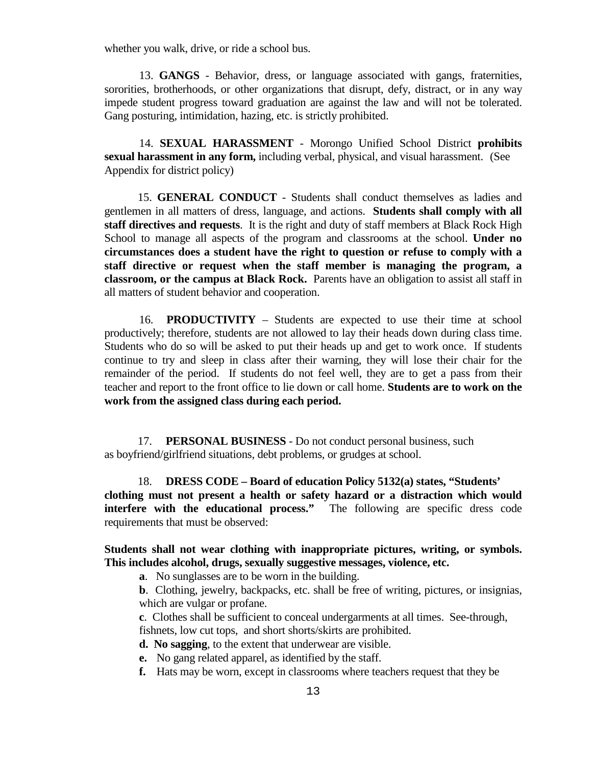whether you walk, drive, or ride a school bus.

13. **GANGS** - Behavior, dress, or language associated with gangs, fraternities, sororities, brotherhoods, or other organizations that disrupt, defy, distract, or in any way impede student progress toward graduation are against the law and will not be tolerated. Gang posturing, intimidation, hazing, etc. is strictly prohibited.

14. **SEXUAL HARASSMENT** - Morongo Unified School District **prohibits sexual harassment in any form,** including verbal, physical, and visual harassment. (See Appendix for district policy)

15. **GENERAL CONDUCT** - Students shall conduct themselves as ladies and gentlemen in all matters of dress, language, and actions. **Students shall comply with all staff directives and requests**. It is the right and duty of staff members at Black Rock High School to manage all aspects of the program and classrooms at the school. **Under no circumstances does a student have the right to question or refuse to comply with a staff directive or request when the staff member is managing the program, a classroom, or the campus at Black Rock.** Parents have an obligation to assist all staff in all matters of student behavior and cooperation.

16. **PRODUCTIVITY** – Students are expected to use their time at school productively; therefore, students are not allowed to lay their heads down during class time. Students who do so will be asked to put their heads up and get to work once. If students continue to try and sleep in class after their warning, they will lose their chair for the remainder of the period. If students do not feel well, they are to get a pass from their teacher and report to the front office to lie down or call home. **Students are to work on the work from the assigned class during each period.**

17. **PERSONAL BUSINESS** - Do not conduct personal business, such as boyfriend/girlfriend situations, debt problems, or grudges at school.

18. **DRESS CODE – Board of education Policy 5132(a) states, "Students' clothing must not present a health or safety hazard or a distraction which would interfere with the educational process."** The following are specific dress code requirements that must be observed:

**Students shall not wear clothing with inappropriate pictures, writing, or symbols. This includes alcohol, drugs, sexually suggestive messages, violence, etc.**

- **a**. No sunglasses are to be worn in the building.
- **b**. Clothing, jewelry, backpacks, etc. shall be free of writing, pictures, or insignias, which are vulgar or profane.
- **c**. Clothes shall be sufficient to conceal undergarments at all times. See-through, fishnets, low cut tops, and short shorts/skirts are prohibited.
- **d. No sagging**, to the extent that underwear are visible.
- **e.** No gang related apparel, as identified by the staff.
- **f.** Hats may be worn, except in classrooms where teachers request that they be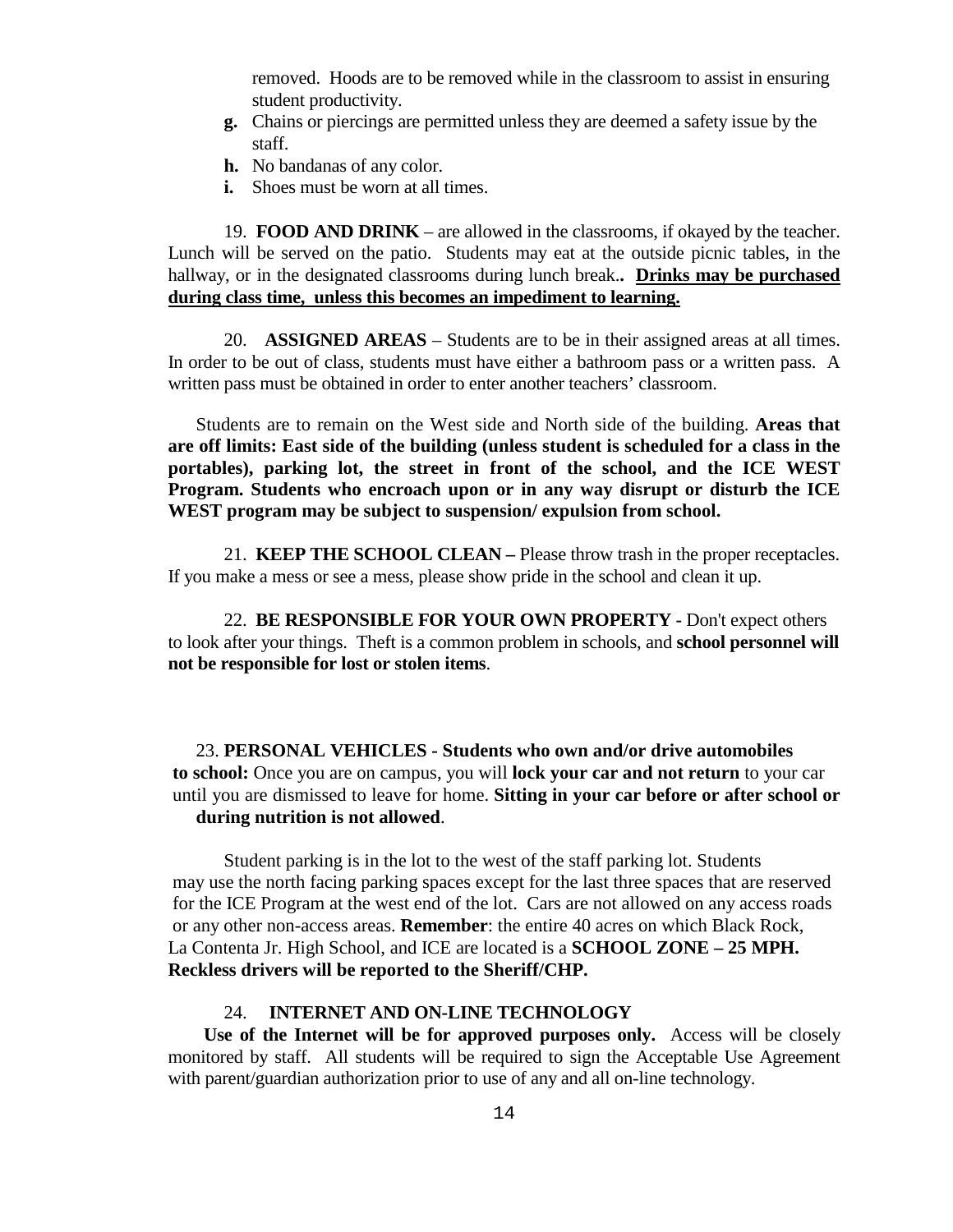removed. Hoods are to be removed while in the classroom to assist in ensuring student productivity.

**g.** Chains or piercings are permitted unless they are deemed a safety issue by the staff.

**h.** No bandanas of any color.

**i.** Shoes must be worn at all times.

19. **FOOD AND DRINK** – are allowed in the classrooms, if okayed by the teacher. Lunch will be served on the patio. Students may eat at the outside picnic tables, in the hallway, or in the designated classrooms during lunch break.**. <u>Drinks may be purchased during class time, unless this becomes an impediment to learning.</u>**

20. **ASSIGNED AREAS** – Students are to be in their assigned areas at all times. In order to be out of class, students must have either a bathroom pass or a written pass. A written pass must be obtained in order to enter another teachers' classroom.

Students are to remain on the West side and North side of the building. **Areas that are off limits: East side of the building (unless student is scheduled for a class in the portables), parking lot, the street in front of the school, and the ICE WEST Program. Students who encroach upon or in any way disrupt or disturb the ICE WEST program may be subject to suspension/ expulsion from school.**

21. **KEEP THE SCHOOL CLEAN –** Please throw trash in the proper receptacles. If you make a mess or see a mess, please show pride in the school and clean it up.

22. **BE RESPONSIBLE FOR YOUR OWN PROPERTY -** Don't expect others to look after your things. Theft is a common problem in schools, and **school personnel will not be responsible for lost or stolen items**.

23. **PERSONAL VEHICLES - Students who own and/or drive automobiles to school:** Once you are on campus, you will **lock your car and not return** to your car until you are dismissed to leave for home. **Sitting in your car before or after school or during nutrition is not allowed**.

Student parking is in the lot to the west of the staff parking lot. Students may use the north facing parking spaces except for the last three spaces that are reserved for the ICE Program at the west end of the lot. Cars are not allowed on any access roads or any other non-access areas. **Remember**: the entire 40 acres on which Black Rock, La Contenta Jr. High School, and ICE are located is a **SCHOOL ZONE – 25 MPH. Reckless drivers will be reported to the Sheriff/CHP.**

24. **INTERNET AND ON-LINE TECHNOLOGY**

**Use of the Internet will be for approved purposes only.** Access will be closely monitored by staff. All students will be required to sign the Acceptable Use Agreement with parent/guardian authorization prior to use of any and all on-line technology.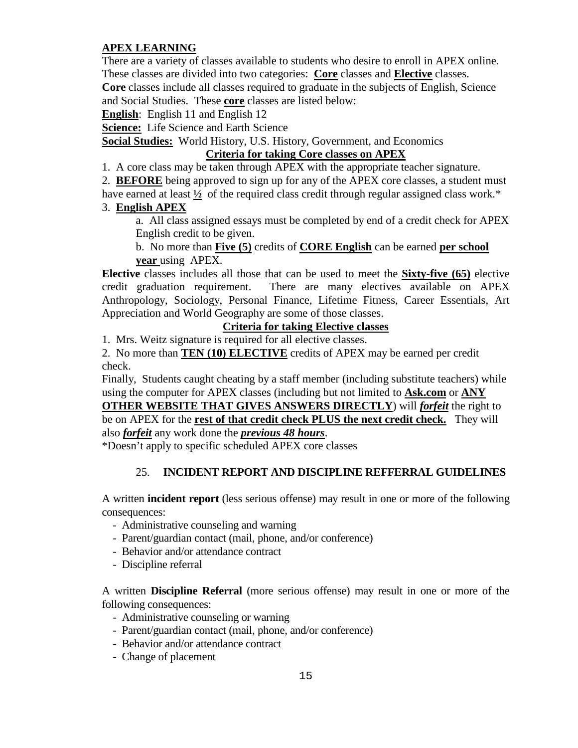**APEX LEARNING**

There are a variety of classes available to students who desire to enroll in APEX online. These classes are divided into two categories: **Core** classes and **Elective** classes.

**Core** classes include all classes required to graduate in the subjects of English, Science and Social Studies. These **core** classes are listed below:

**English**: English 11 and English 12

**Science:** Life Science and Earth Science

**Social Studies:** World History, U.S. History, Government, and Economics

**Criteria for taking Core classes on APEX**

1. A core class may be taken through APEX with the appropriate teacher signature.
2. **BEFORE** being approved to sign up for any of the APEX core classes, a student must have earned at least **½** of the required class credit through regular assigned class work.*
3. **English APEX**
   a. All class assigned essays must be completed by end of a credit check for APEX English credit to be given.
   b. No more than **Five (5)** credits of **CORE English** can be earned **per school year** using APEX.

**Elective** classes includes all those that can be used to meet the **Sixty-five (65)** elective credit graduation requirement. There are many electives available on APEX Anthropology, Sociology, Personal Finance, Lifetime Fitness, Career Essentials, Art Appreciation and World Geography are some of those classes.

**Criteria for taking Elective classes**

1. Mrs. Weitz signature is required for all elective classes.
2. No more than **TEN (10) ELECTIVE** credits of APEX may be earned per credit check.

Finally, Students caught cheating by a staff member (including substitute teachers) while using the computer for APEX classes (including but not limited to **Ask.com** or **ANY OTHER WEBSITE THAT GIVES ANSWERS DIRECTLY**) will ***forfeit*** the right to be on APEX for the **rest of that credit check PLUS the next credit check.** They will also ***forfeit*** any work done the ***previous 48 hours***.

*Doesn't apply to specific scheduled APEX core classes

## 25. INCIDENT REPORT AND DISCIPLINE REFFERRAL GUIDELINES

A written **incident report** (less serious offense) may result in one or more of the following consequences:

- Administrative counseling and warning
- Parent/guardian contact (mail, phone, and/or conference)
- Behavior and/or attendance contract
- Discipline referral

A written **Discipline Referral** (more serious offense) may result in one or more of the following consequences:

- Administrative counseling or warning
- Parent/guardian contact (mail, phone, and/or conference)
- Behavior and/or attendance contract
- Change of placement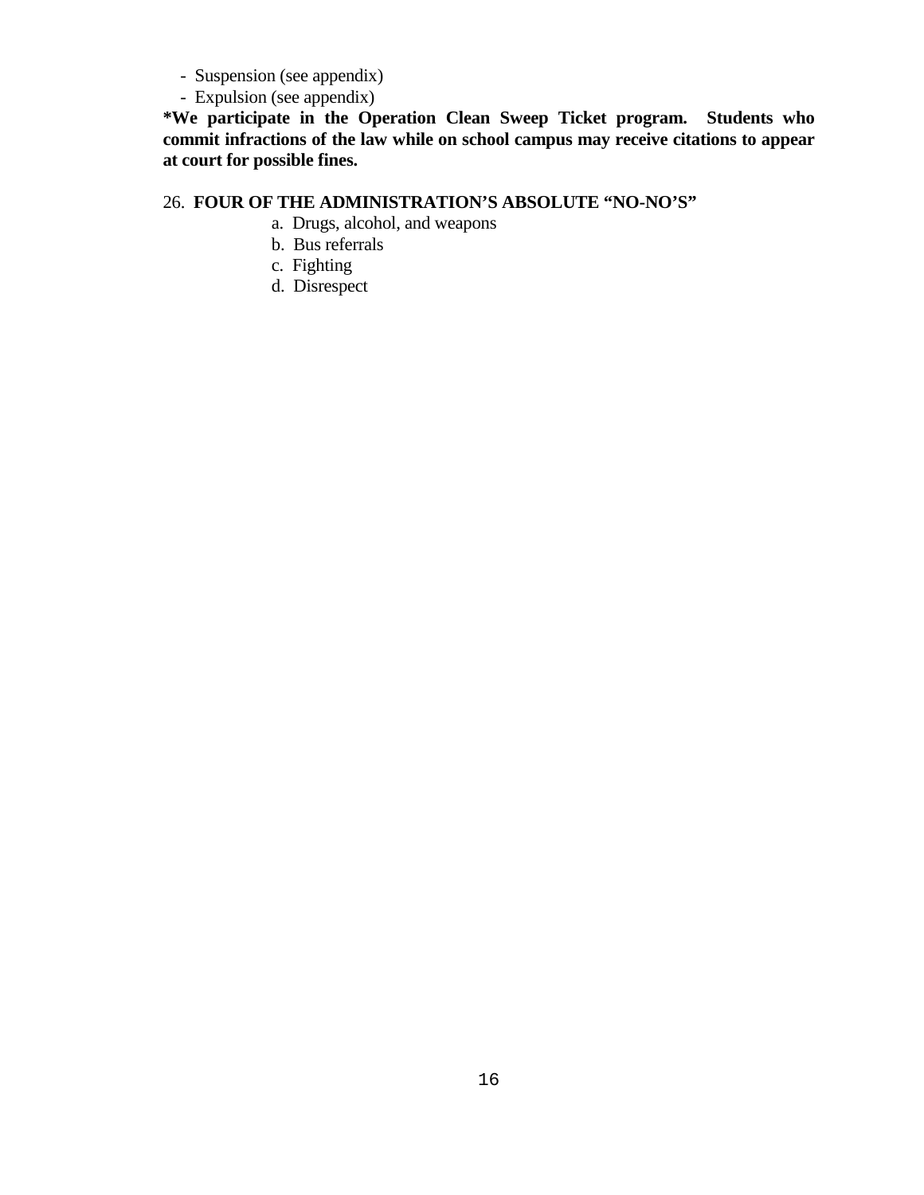- Suspension (see appendix)
- Expulsion (see appendix)

**\*We participate in the Operation Clean Sweep Ticket program. Students who commit infractions of the law while on school campus may receive citations to appear at court for possible fines.**

26. **FOUR OF THE ADMINISTRATION'S ABSOLUTE "NO-NO'S"**

    a. Drugs, alcohol, and weapons
    b. Bus referrals
    c. Fighting
    d. Disrespect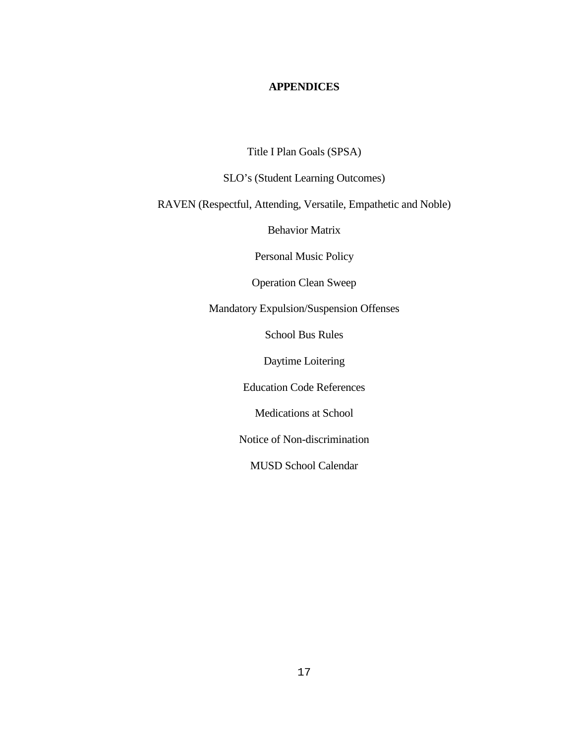# APPENDICES

Title I Plan Goals (SPSA)

SLO's (Student Learning Outcomes)

RAVEN (Respectful, Attending, Versatile, Empathetic and Noble)

Behavior Matrix

Personal Music Policy

Operation Clean Sweep

Mandatory Expulsion/Suspension Offenses

School Bus Rules

Daytime Loitering

Education Code References

Medications at School

Notice of Non-discrimination

MUSD School Calendar